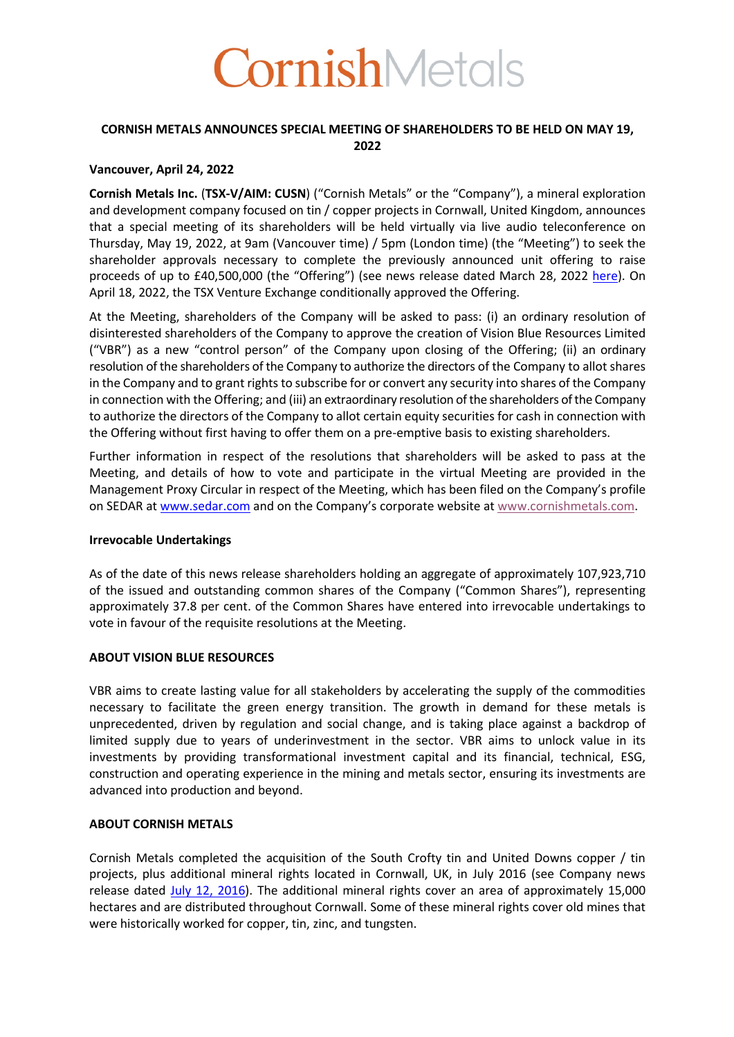# CornishMetals

## CORNISH METALS ANNOUNCES SPECIAL MEETING OF SHAREHOLDERS TO BE HELD ON MAY 19, 2022

**Vancouver, April 24, 2022**

**Cornish Metals Inc.** (**TSX-V/AIM: CUSN**) ("Cornish Metals" or the "Company"), a mineral exploration and development company focused on tin / copper projects in Cornwall, United Kingdom, announces that a special meeting of its shareholders will be held virtually via live audio teleconference on Thursday, May 19, 2022, at 9am (Vancouver time) / 5pm (London time) (the "Meeting") to seek the shareholder approvals necessary to complete the previously announced unit offering to raise proceeds of up to £40,500,000 (the "Offering") (see news release dated March 28, 2022 here). On April 18, 2022, the TSX Venture Exchange conditionally approved the Offering.

At the Meeting, shareholders of the Company will be asked to pass: (i) an ordinary resolution of disinterested shareholders of the Company to approve the creation of Vision Blue Resources Limited ("VBR") as a new "control person" of the Company upon closing of the Offering; (ii) an ordinary resolution of the shareholders of the Company to authorize the directors of the Company to allot shares in the Company and to grant rights to subscribe for or convert any security into shares of the Company in connection with the Offering; and (iii) an extraordinary resolution of the shareholders of the Company to authorize the directors of the Company to allot certain equity securities for cash in connection with the Offering without first having to offer them on a pre-emptive basis to existing shareholders.

Further information in respect of the resolutions that shareholders will be asked to pass at the Meeting, and details of how to vote and participate in the virtual Meeting are provided in the Management Proxy Circular in respect of the Meeting, which has been filed on the Company's profile on SEDAR at www.sedar.com and on the Company's corporate website at www.cornishmetals.com.

### Irrevocable Undertakings

As of the date of this news release shareholders holding an aggregate of approximately 107,923,710 of the issued and outstanding common shares of the Company ("Common Shares"), representing approximately 37.8 per cent. of the Common Shares have entered into irrevocable undertakings to vote in favour of the requisite resolutions at the Meeting.

### ABOUT VISION BLUE RESOURCES

VBR aims to create lasting value for all stakeholders by accelerating the supply of the commodities necessary to facilitate the green energy transition. The growth in demand for these metals is unprecedented, driven by regulation and social change, and is taking place against a backdrop of limited supply due to years of underinvestment in the sector. VBR aims to unlock value in its investments by providing transformational investment capital and its financial, technical, ESG, construction and operating experience in the mining and metals sector, ensuring its investments are advanced into production and beyond.

### ABOUT CORNISH METALS

Cornish Metals completed the acquisition of the South Crofty tin and United Downs copper / tin projects, plus additional mineral rights located in Cornwall, UK, in July 2016 (see Company news release dated July 12, 2016). The additional mineral rights cover an area of approximately 15,000 hectares and are distributed throughout Cornwall. Some of these mineral rights cover old mines that were historically worked for copper, tin, zinc, and tungsten.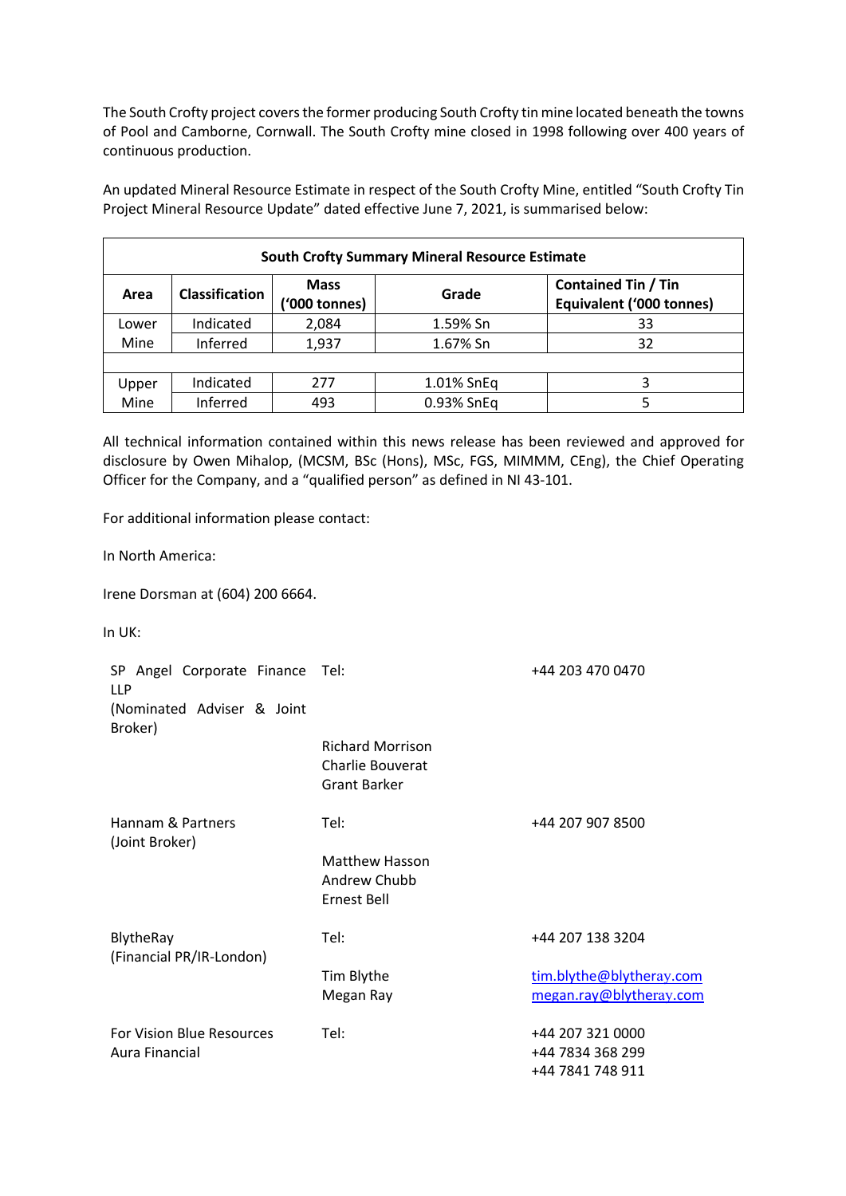The South Crofty project covers the former producing South Crofty tin mine located beneath the towns of Pool and Camborne, Cornwall. The South Crofty mine closed in 1998 following over 400 years of continuous production.

An updated Mineral Resource Estimate in respect of the South Crofty Mine, entitled "South Crofty Tin Project Mineral Resource Update" dated effective June 7, 2021, is summarised below:

| South Crofty Summary Mineral Resource Estimate | | | | |
|---|---|---|---|---|
| **Area** | **Classification** | **Mass ('000 tonnes)** | **Grade** | **Contained Tin / Tin Equivalent ('000 tonnes)** |
| Lower Mine | Indicated | 2,084 | 1.59% Sn | 33 |
| | Inferred | 1,937 | 1.67% Sn | 32 |
| | | | | |
| Upper Mine | Indicated | 277 | 1.01% SnEq | 3 |
| | Inferred | 493 | 0.93% SnEq | 5 |

All technical information contained within this news release has been reviewed and approved for disclosure by Owen Mihalop, (MCSM, BSc (Hons), MSc, FGS, MIMMM, CEng), the Chief Operating Officer for the Company, and a "qualified person" as defined in NI 43-101.

For additional information please contact:

In North America:

Irene Dorsman at (604) 200 6664.

In UK:

| | | |
|---|---|---|
| SP Angel Corporate Finance LLP (Nominated Adviser & Joint Broker) | Tel: | +44 203 470 0470 |
| | Richard Morrison<br>Charlie Bouverat<br>Grant Barker | |
| Hannam & Partners (Joint Broker) | Tel: | +44 207 907 8500 |
| | Matthew Hasson<br>Andrew Chubb<br>Ernest Bell | |
| BlytheRay (Financial PR/IR-London) | Tel: | +44 207 138 3204 |
| | Tim Blythe<br>Megan Ray | tim.blythe@blytheray.com<br>megan.ray@blytheray.com |
| For Vision Blue Resources Aura Financial | Tel: | +44 207 321 0000<br>+44 7834 368 299<br>+44 7841 748 911 |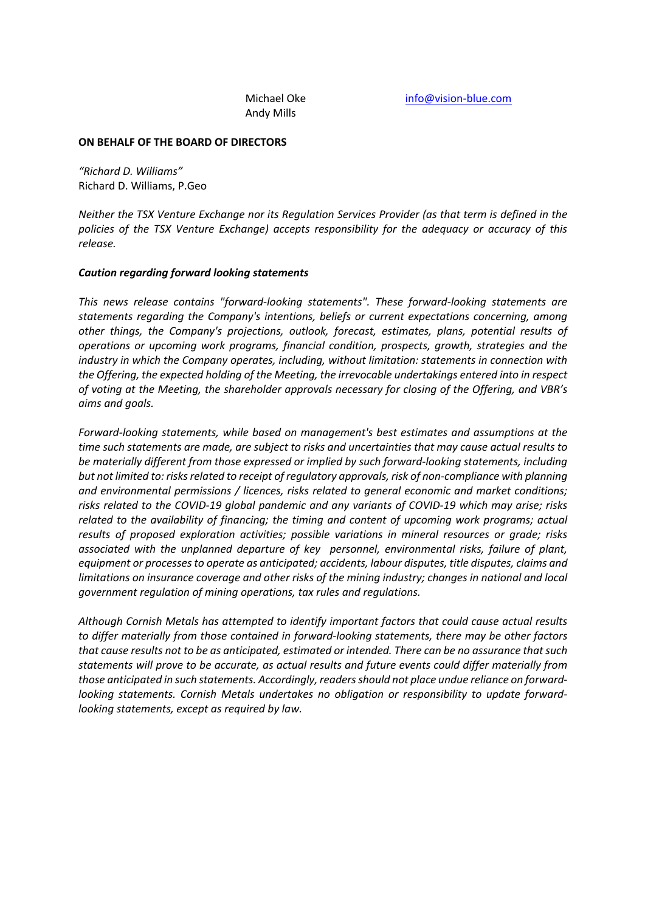Michael Oke
Andy Mills

info@vision-blue.com

**ON BEHALF OF THE BOARD OF DIRECTORS**

*"Richard D. Williams"*
Richard D. Williams, P.Geo

*Neither the TSX Venture Exchange nor its Regulation Services Provider (as that term is defined in the policies of the TSX Venture Exchange) accepts responsibility for the adequacy or accuracy of this release.*

***Caution regarding forward looking statements***

*This news release contains "forward-looking statements". These forward-looking statements are statements regarding the Company's intentions, beliefs or current expectations concerning, among other things, the Company's projections, outlook, forecast, estimates, plans, potential results of operations or upcoming work programs, financial condition, prospects, growth, strategies and the industry in which the Company operates, including, without limitation: statements in connection with the Offering, the expected holding of the Meeting, the irrevocable undertakings entered into in respect of voting at the Meeting, the shareholder approvals necessary for closing of the Offering, and VBR's aims and goals.*

*Forward-looking statements, while based on management's best estimates and assumptions at the time such statements are made, are subject to risks and uncertainties that may cause actual results to be materially different from those expressed or implied by such forward-looking statements, including but not limited to: risks related to receipt of regulatory approvals, risk of non-compliance with planning and environmental permissions / licences, risks related to general economic and market conditions; risks related to the COVID-19 global pandemic and any variants of COVID-19 which may arise; risks related to the availability of financing; the timing and content of upcoming work programs; actual results of proposed exploration activities; possible variations in mineral resources or grade; risks associated with the unplanned departure of key personnel, environmental risks, failure of plant, equipment or processes to operate as anticipated; accidents, labour disputes, title disputes, claims and limitations on insurance coverage and other risks of the mining industry; changes in national and local government regulation of mining operations, tax rules and regulations.*

*Although Cornish Metals has attempted to identify important factors that could cause actual results to differ materially from those contained in forward-looking statements, there may be other factors that cause results not to be as anticipated, estimated or intended. There can be no assurance that such statements will prove to be accurate, as actual results and future events could differ materially from those anticipated in such statements. Accordingly, readers should not place undue reliance on forward-looking statements. Cornish Metals undertakes no obligation or responsibility to update forward-looking statements, except as required by law.*